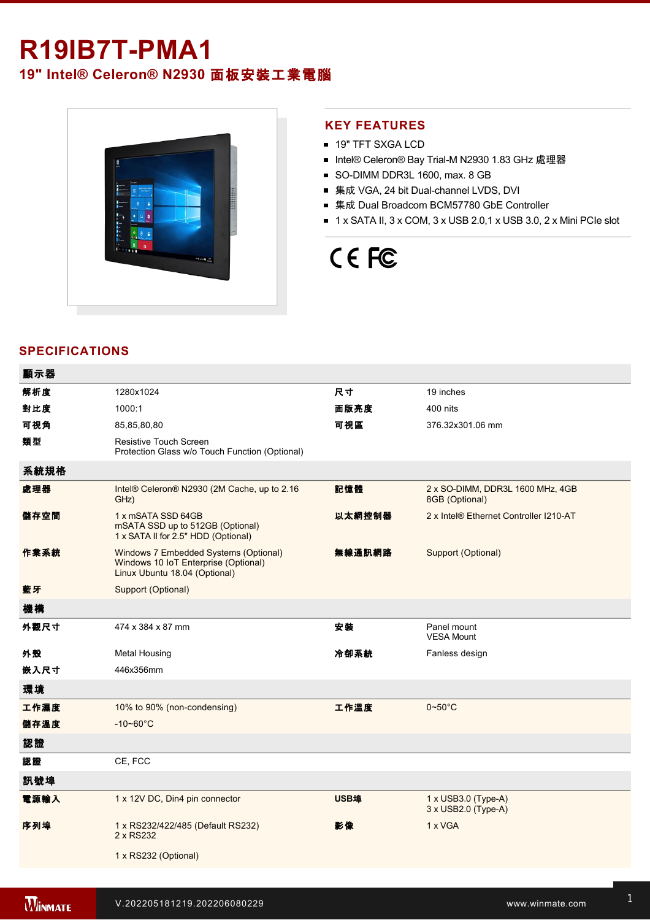# R19IB7T-PMA1

## 19" Intel® Celeron® N2930 面板安裝工業電腦

## KEY FEATURES

- 19" TFT SXGA LCD
- Intel® Celeron® Bay Trial-M N2930 1.83 GHz 處理器
- SO-DIMM DDR3L 1600, max. 8 GB
- 集成 VGA, 24 bit Dual-channel LVDS, DVI
- 集成 Dual Broadcom BCM57780 GbE Controller
- 1 x SATA II, 3 x COM, 3 x USB 2.0,1 x USB 3.0, 2 x Mini PCIe slot

## SPECIFICATIONS

| 顯示器 | | | |
|---|---|---|---|
| 解析度 | 1280x1024 | 尺寸 | 19 inches |
| 對比度 | 1000:1 | 面版亮度 | 400 nits |
| 可視角 | 85,85,80,80 | 可視區 | 376.32x301.06 mm |
| 類型 | Resistive Touch Screen<br>Protection Glass w/o Touch Function (Optional) | | |
| **系統規格** | | | |
| 處理器 | Intel® Celeron® N2930 (2M Cache, up to 2.16 GHz) | 記憶體 | 2 x SO-DIMM, DDR3L 1600 MHz, 4GB<br>8GB (Optional) |
| 儲存空間 | 1 x mSATA SSD 64GB<br>mSATA SSD up to 512GB (Optional)<br>1 x SATA II for 2.5" HDD (Optional) | 以太網控制器 | 2 x Intel® Ethernet Controller I210-AT |
| 作業系統 | Windows 7 Embedded Systems (Optional)<br>Windows 10 IoT Enterprise (Optional)<br>Linux Ubuntu 18.04 (Optional) | 無線通訊網路 | Support (Optional) |
| 藍牙 | Support (Optional) | | |
| **機構** | | | |
| 外觀尺寸 | 474 x 384 x 87 mm | 安裝 | Panel mount<br>VESA Mount |
| 外殼 | Metal Housing | 冷卻系統 | Fanless design |
| 嵌入尺寸 | 446x356mm | | |
| **環境** | | | |
| 工作濕度 | 10% to 90% (non-condensing) | 工作溫度 | 0~50°C |
| 儲存溫度 | -10~60°C | | |
| **認證** | | | |
| 認證 | CE, FCC | | |
| **訊號埠** | | | |
| 電源輸入 | 1 x 12V DC, Din4 pin connector | USB埠 | 1 x USB3.0 (Type-A)<br>3 x USB2.0 (Type-A) |
| 序列埠 | 1 x RS232/422/485 (Default RS232)<br>2 x RS232<br><br>1 x RS232 (Optional) | 影像 | 1 x VGA |

V.202205181219.202206080229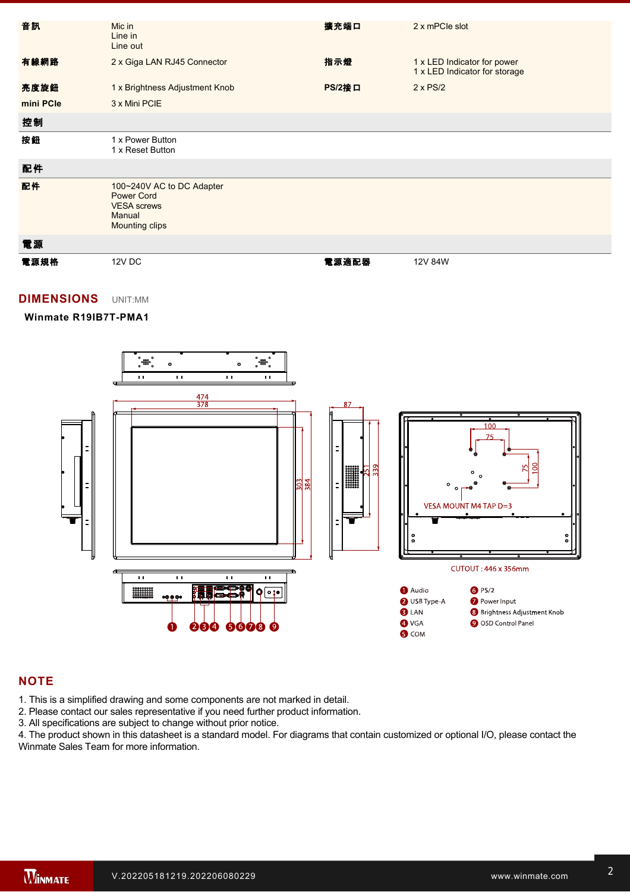| | | | |
|---|---|---|---|
| 音訊 | Mic in<br>Line in<br>Line out | 擴充端口 | 2 x mPCIe slot |
| 有線網路 | 2 x Giga LAN RJ45 Connector | 指示燈 | 1 x LED Indicator for power<br>1 x LED Indicator for storage |
| 亮度旋鈕 | 1 x Brightness Adjustment Knob | PS/2接口 | 2 x PS/2 |
| mini PCIe | 3 x Mini PCIE | | |

## 控制

| | |
|---|---|
| 按鈕 | 1 x Power Button<br>1 x Reset Button |

## 配件

| | |
|---|---|
| 配件 | 100~240V AC to DC Adapter<br>Power Cord<br>VESA screws<br>Manual<br>Mounting clips |

## 電源

| | | | |
|---|---|---|---|
| 電源規格 | 12V DC | 電源適配器 | 12V 84W |

## DIMENSIONS UNIT:MM

**Winmate R19IB7T-PMA1**

474
378
303
384
87
251
339
100
75
75
100
VESA MOUNT M4 TAP D=3
CUTOUT : 446 x 356mm

1 Audio
2 USB Type-A
3 LAN
4 VGA
5 COM
6 PS/2
7 Power Input
8 Brightness Adjustment Knob
9 OSD Control Panel

## NOTE

1. This is a simplified drawing and some components are not marked in detail.
2. Please contact our sales representative if you need further product information.
3. All specifications are subject to change without prior notice.
4. The product shown in this datasheet is a standard model. For diagrams that contain customized or optional I/O, please contact the Winmate Sales Team for more information.